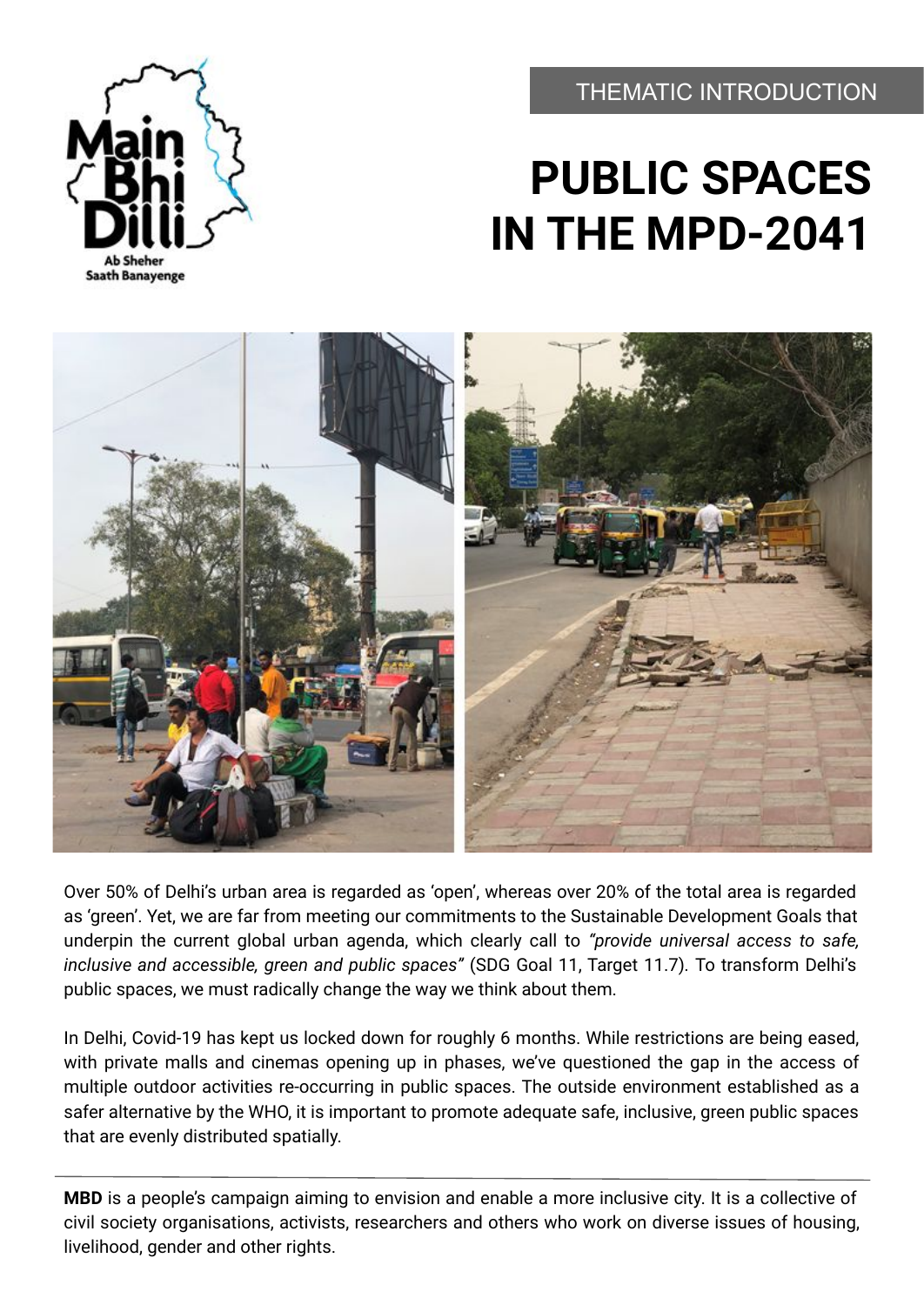Main Bhi Dilli

Ab Sheher Saath Banayenge

THEMATIC INTRODUCTION

# PUBLIC SPACES IN THE MPD-2041

Over 50% of Delhi's urban area is regarded as 'open', whereas over 20% of the total area is regarded as 'green'. Yet, we are far from meeting our commitments to the Sustainable Development Goals that underpin the current global urban agenda, which clearly call to *"provide universal access to safe, inclusive and accessible, green and public spaces"* (SDG Goal 11, Target 11.7). To transform Delhi's public spaces, we must radically change the way we think about them.

In Delhi, Covid-19 has kept us locked down for roughly 6 months. While restrictions are being eased, with private malls and cinemas opening up in phases, we've questioned the gap in the access of multiple outdoor activities re-occurring in public spaces. The outside environment established as a safer alternative by the WHO, it is important to promote adequate safe, inclusive, green public spaces that are evenly distributed spatially.

---

**MBD** is a people's campaign aiming to envision and enable a more inclusive city. It is a collective of civil society organisations, activists, researchers and others who work on diverse issues of housing, livelihood, gender and other rights.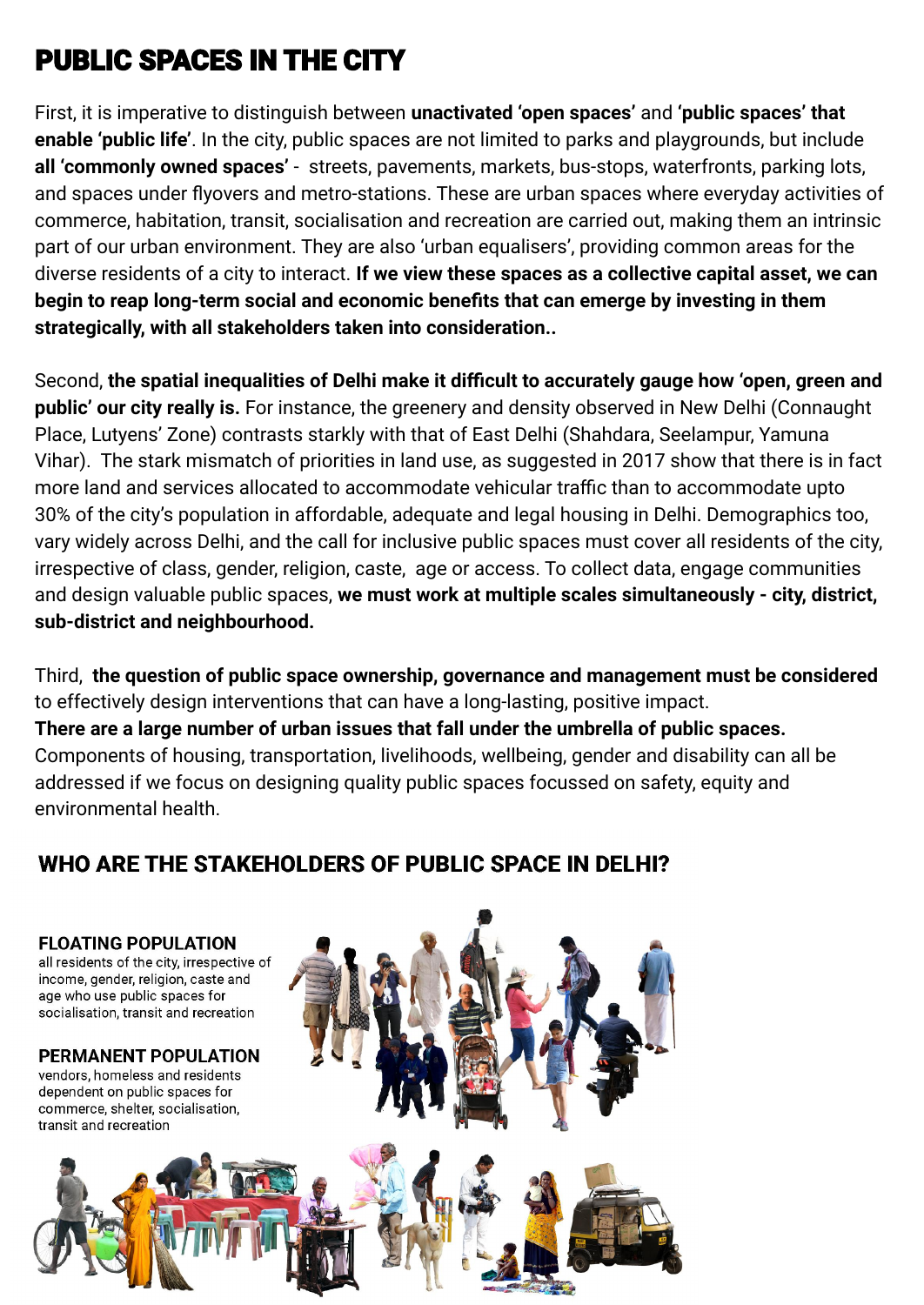# PUBLIC SPACES IN THE CITY

First, it is imperative to distinguish between **unactivated 'open spaces'** and **'public spaces' that enable 'public life'**. In the city, public spaces are not limited to parks and playgrounds, but include **all 'commonly owned spaces'** - streets, pavements, markets, bus-stops, waterfronts, parking lots, and spaces under flyovers and metro-stations. These are urban spaces where everyday activities of commerce, habitation, transit, socialisation and recreation are carried out, making them an intrinsic part of our urban environment. They are also 'urban equalisers', providing common areas for the diverse residents of a city to interact. **If we view these spaces as a collective capital asset, we can begin to reap long-term social and economic benefits that can emerge by investing in them strategically, with all stakeholders taken into consideration..**

Second, **the spatial inequalities of Delhi make it difficult to accurately gauge how 'open, green and public' our city really is.** For instance, the greenery and density observed in New Delhi (Connaught Place, Lutyens' Zone) contrasts starkly with that of East Delhi (Shahdara, Seelampur, Yamuna Vihar). The stark mismatch of priorities in land use, as suggested in 2017 show that there is in fact more land and services allocated to accommodate vehicular traffic than to accommodate upto 30% of the city's population in affordable, adequate and legal housing in Delhi. Demographics too, vary widely across Delhi, and the call for inclusive public spaces must cover all residents of the city, irrespective of class, gender, religion, caste, age or access. To collect data, engage communities and design valuable public spaces, **we must work at multiple scales simultaneously - city, district, sub-district and neighbourhood.**

Third, **the question of public space ownership, governance and management must be considered** to effectively design interventions that can have a long-lasting, positive impact.
**There are a large number of urban issues that fall under the umbrella of public spaces.** Components of housing, transportation, livelihoods, wellbeing, gender and disability can all be addressed if we focus on designing quality public spaces focussed on safety, equity and environmental health.

## WHO ARE THE STAKEHOLDERS OF PUBLIC SPACE IN DELHI?

**FLOATING POPULATION**
all residents of the city, irrespective of income, gender, religion, caste and age who use public spaces for socialisation, transit and recreation

**PERMANENT POPULATION**
vendors, homeless and residents dependent on public spaces for commerce, shelter, socialisation, transit and recreation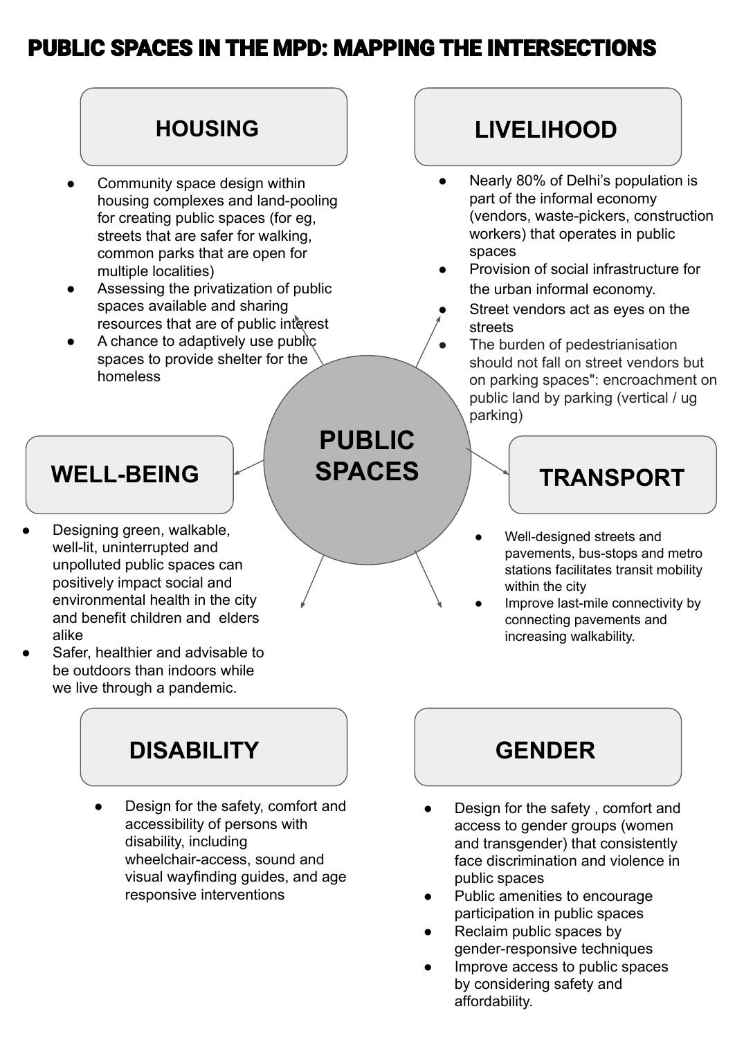# PUBLIC SPACES IN THE MPD: MAPPING THE INTERSECTIONS

**PUBLIC SPACES**

## HOUSING

- Community space design within housing complexes and land-pooling for creating public spaces (for eg, streets that are safer for walking, common parks that are open for multiple localities)
- Assessing the privatization of public spaces available and sharing resources that are of public interest
- A chance to adaptively use public spaces to provide shelter for the homeless

## LIVELIHOOD

- Nearly 80% of Delhi's population is part of the informal economy (vendors, waste-pickers, construction workers) that operates in public spaces
- Provision of social infrastructure for the urban informal economy.
- Street vendors act as eyes on the streets
- The burden of pedestrianisation should not fall on street vendors but on parking spaces": encroachment on public land by parking (vertical / ug parking)

## WELL-BEING

- Designing green, walkable, well-lit, uninterrupted and unpolluted public spaces can positively impact social and environmental health in the city and benefit children and elders alike
- Safer, healthier and advisable to be outdoors than indoors while we live through a pandemic.

## TRANSPORT

- Well-designed streets and pavements, bus-stops and metro stations facilitates transit mobility within the city
- Improve last-mile connectivity by connecting pavements and increasing walkability.

## DISABILITY

- Design for the safety, comfort and accessibility of persons with disability, including wheelchair-access, sound and visual wayfinding guides, and age responsive interventions

## GENDER

- Design for the safety , comfort and access to gender groups (women and transgender) that consistently face discrimination and violence in public spaces
- Public amenities to encourage participation in public spaces
- Reclaim public spaces by gender-responsive techniques
- Improve access to public spaces by considering safety and affordability.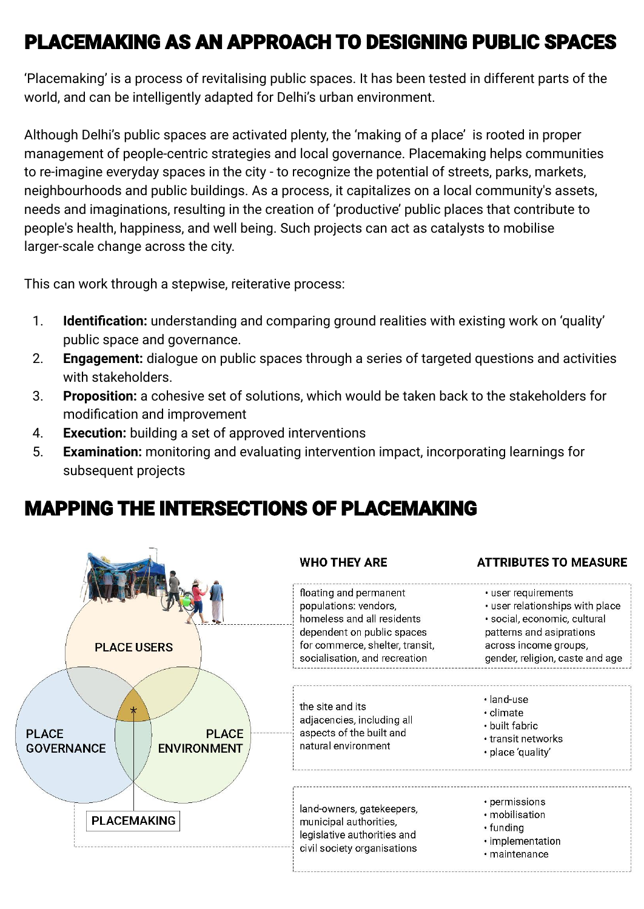# PLACEMAKING AS AN APPROACH TO DESIGNING PUBLIC SPACES

'Placemaking' is a process of revitalising public spaces. It has been tested in different parts of the world, and can be intelligently adapted for Delhi's urban environment.

Although Delhi's public spaces are activated plenty, the 'making of a place' is rooted in proper management of people-centric strategies and local governance. Placemaking helps communities to re-imagine everyday spaces in the city - to recognize the potential of streets, parks, markets, neighbourhoods and public buildings. As a process, it capitalizes on a local community's assets, needs and imaginations, resulting in the creation of 'productive' public places that contribute to people's health, happiness, and well being. Such projects can act as catalysts to mobilise larger-scale change across the city.

This can work through a stepwise, reiterative process:

1. **Identification:** understanding and comparing ground realities with existing work on 'quality' public space and governance.
2. **Engagement:** dialogue on public spaces through a series of targeted questions and activities with stakeholders.
3. **Proposition:** a cohesive set of solutions, which would be taken back to the stakeholders for modification and improvement
4. **Execution:** building a set of approved interventions
5. **Examination:** monitoring and evaluating intervention impact, incorporating learnings for subsequent projects

# MAPPING THE INTERSECTIONS OF PLACEMAKING

PLACE USERS, PLACE GOVERNANCE, PLACE ENVIRONMENT, PLACEMAKING

| | WHO THEY ARE | ATTRIBUTES TO MEASURE |
|---|---|---|
| PLACE USERS | floating and permanent populations: vendors, homeless and all residents dependent on public spaces for commerce, shelter, transit, socialisation, and recreation | • user requirements<br>• user relationships with place<br>• social, economic, cultural patterns and asiprations across income groups, gender, religion, caste and age |
| PLACE ENVIRONMENT | the site and its adjacencies, including all aspects of the built and natural environment | • land-use<br>• climate<br>• built fabric<br>• transit networks<br>• place 'quality' |
| PLACE GOVERNANCE | land-owners, gatekeepers, municipal authorities, legislative authorities and civil society organisations | • permissions<br>• mobilisation<br>• funding<br>• implementation<br>• maintenance |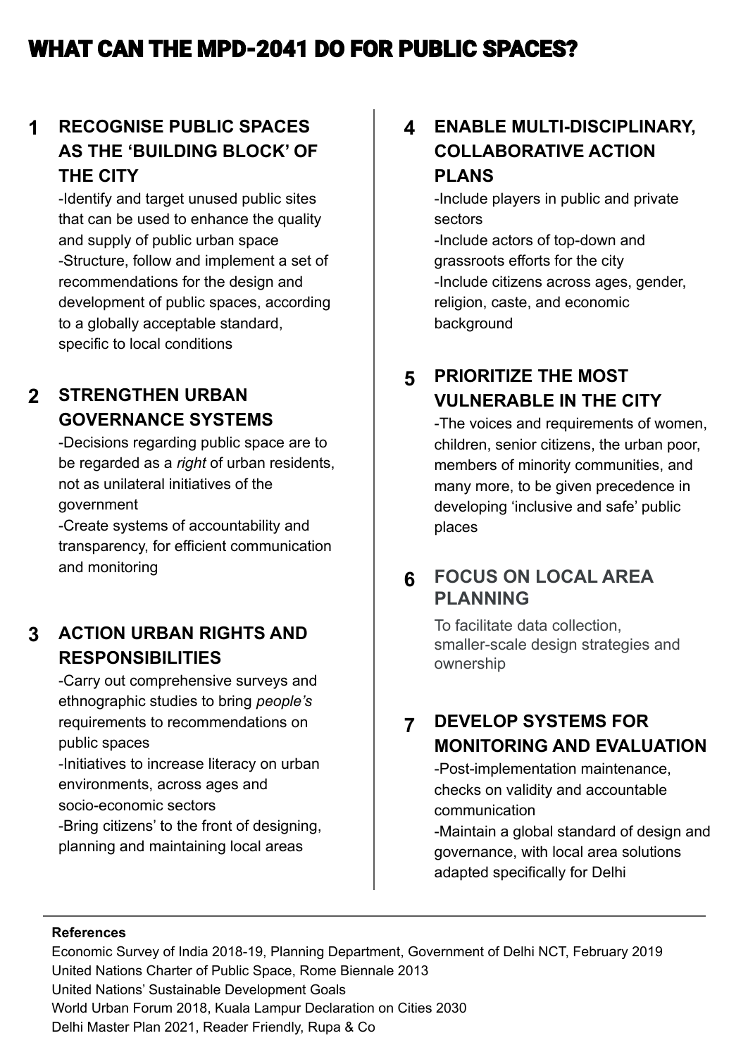# WHAT CAN THE MPD-2041 DO FOR PUBLIC SPACES?

### 1 RECOGNISE PUBLIC SPACES AS THE 'BUILDING BLOCK' OF THE CITY

-Identify and target unused public sites that can be used to enhance the quality and supply of public urban space

-Structure, follow and implement a set of recommendations for the design and development of public spaces, according to a globally acceptable standard, specific to local conditions

### 2 STRENGTHEN URBAN GOVERNANCE SYSTEMS

-Decisions regarding public space are to be regarded as a *right* of urban residents, not as unilateral initiatives of the government

-Create systems of accountability and transparency, for efficient communication and monitoring

### 3 ACTION URBAN RIGHTS AND RESPONSIBILITIES

-Carry out comprehensive surveys and ethnographic studies to bring *people's* requirements to recommendations on public spaces

-Initiatives to increase literacy on urban environments, across ages and socio-economic sectors

-Bring citizens' to the front of designing, planning and maintaining local areas

### 4 ENABLE MULTI-DISCIPLINARY, COLLABORATIVE ACTION PLANS

-Include players in public and private sectors

-Include actors of top-down and grassroots efforts for the city

-Include citizens across ages, gender, religion, caste, and economic background

### 5 PRIORITIZE THE MOST VULNERABLE IN THE CITY

-The voices and requirements of women, children, senior citizens, the urban poor, members of minority communities, and many more, to be given precedence in developing 'inclusive and safe' public places

### 6 FOCUS ON LOCAL AREA PLANNING

To facilitate data collection, smaller-scale design strategies and ownership

### 7 DEVELOP SYSTEMS FOR MONITORING AND EVALUATION

-Post-implementation maintenance, checks on validity and accountable communication

-Maintain a global standard of design and governance, with local area solutions adapted specifically for Delhi

---

**References**

Economic Survey of India 2018-19, Planning Department, Government of Delhi NCT, February 2019

United Nations Charter of Public Space, Rome Biennale 2013

United Nations' Sustainable Development Goals

World Urban Forum 2018, Kuala Lampur Declaration on Cities 2030

Delhi Master Plan 2021, Reader Friendly, Rupa & Co